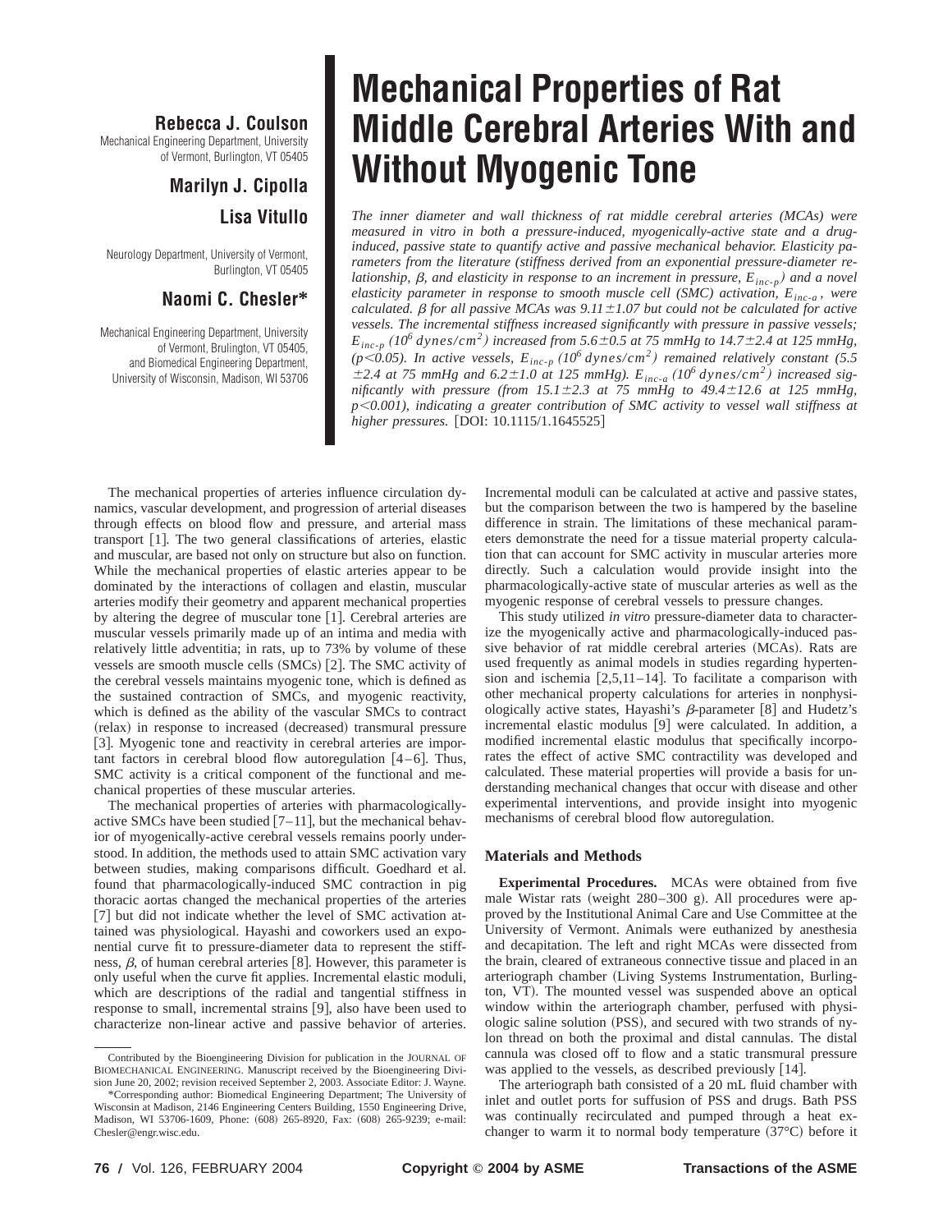# Mechanical Properties of Rat Middle Cerebral Arteries With and Without Myogenic Tone

**Rebecca J. Coulson**
Mechanical Engineering Department, University of Vermont, Burlington, VT 05405

**Marilyn J. Cipolla**

**Lisa Vitullo**

Neurology Department, University of Vermont, Burlington, VT 05405

**Naomi C. Chesler***

Mechanical Engineering Department, University of Vermont, Brulington, VT 05405, and Biomedical Engineering Department, University of Wisconsin, Madison, WI 53706

*The inner diameter and wall thickness of rat middle cerebral arteries (MCAs) were measured in vitro in both a pressure-induced, myogenically-active state and a drug-induced, passive state to quantify active and passive mechanical behavior. Elasticity parameters from the literature (stiffness derived from an exponential pressure-diameter relationship, $\beta$, and elasticity in response to an increment in pressure, $E_{inc-p}$) and a novel elasticity parameter in response to smooth muscle cell (SMC) activation, $E_{inc-a}$, were calculated. $\beta$ for all passive MCAs was 9.11±1.07 but could not be calculated for active vessels. The incremental stiffness increased significantly with pressure in passive vessels; $E_{inc-p}$ ($10^6$ dynes/cm$^2$) increased from 5.6±0.5 at 75 mmHg to 14.7±2.4 at 125 mmHg, ($p<0.05$). In active vessels, $E_{inc-p}$ ($10^6$ dynes/cm$^2$) remained relatively constant (5.5 ±2.4 at 75 mmHg and 6.2±1.0 at 125 mmHg). $E_{inc-a}$ ($10^6$ dynes/cm$^2$) increased significantly with pressure (from 15.1±2.3 at 75 mmHg to 49.4±12.6 at 125 mmHg, $p<0.001$), indicating a greater contribution of SMC activity to vessel wall stiffness at higher pressures.* [DOI: 10.1115/1.1645525]

The mechanical properties of arteries influence circulation dynamics, vascular development, and progression of arterial diseases through effects on blood flow and pressure, and arterial mass transport [1]. The two general classifications of arteries, elastic and muscular, are based not only on structure but also on function. While the mechanical properties of elastic arteries appear to be dominated by the interactions of collagen and elastin, muscular arteries modify their geometry and apparent mechanical properties by altering the degree of muscular tone [1]. Cerebral arteries are muscular vessels primarily made up of an intima and media with relatively little adventitia; in rats, up to 73% by volume of these vessels are smooth muscle cells (SMCs) [2]. The SMC activity of the cerebral vessels maintains myogenic tone, which is defined as the sustained contraction of SMCs, and myogenic reactivity, which is defined as the ability of the vascular SMCs to contract (relax) in response to increased (decreased) transmural pressure [3]. Myogenic tone and reactivity in cerebral arteries are important factors in cerebral blood flow autoregulation [4–6]. Thus, SMC activity is a critical component of the functional and mechanical properties of these muscular arteries.

The mechanical properties of arteries with pharmacologically-active SMCs have been studied [7–11], but the mechanical behavior of myogenically-active cerebral vessels remains poorly understood. In addition, the methods used to attain SMC activation vary between studies, making comparisons difficult. Goedhard et al. found that pharmacologically-induced SMC contraction in pig thoracic aortas changed the mechanical properties of the arteries [7] but did not indicate whether the level of SMC activation attained was physiological. Hayashi and coworkers used an exponential curve fit to pressure-diameter data to represent the stiffness, $\beta$, of human cerebral arteries [8]. However, this parameter is only useful when the curve fit applies. Incremental elastic moduli, which are descriptions of the radial and tangential stiffness in response to small, incremental strains [9], also have been used to characterize non-linear active and passive behavior of arteries. Incremental moduli can be calculated at active and passive states, but the comparison between the two is hampered by the baseline difference in strain. The limitations of these mechanical parameters demonstrate the need for a tissue material property calculation that can account for SMC activity in muscular arteries more directly. Such a calculation would provide insight into the pharmacologically-active state of muscular arteries as well as the myogenic response of cerebral vessels to pressure changes.

This study utilized *in vitro* pressure-diameter data to characterize the myogenically active and pharmacologically-induced passive behavior of rat middle cerebral arteries (MCAs). Rats are used frequently as animal models in studies regarding hypertension and ischemia [2,5,11–14]. To facilitate a comparison with other mechanical property calculations for arteries in nonphysiologically active states, Hayashi's $\beta$-parameter [8] and Hudetz's incremental elastic modulus [9] were calculated. In addition, a modified incremental elastic modulus that specifically incorporates the effect of active SMC contractility was developed and calculated. These material properties will provide a basis for understanding mechanical changes that occur with disease and other experimental interventions, and provide insight into myogenic mechanisms of cerebral blood flow autoregulation.

## Materials and Methods

**Experimental Procedures.** MCAs were obtained from five male Wistar rats (weight 280–300 g). All procedures were approved by the Institutional Animal Care and Use Committee at the University of Vermont. Animals were euthanized by anesthesia and decapitation. The left and right MCAs were dissected from the brain, cleared of extraneous connective tissue and placed in an arteriograph chamber (Living Systems Instrumentation, Burlington, VT). The mounted vessel was suspended above an optical window within the arteriograph chamber, perfused with physiologic saline solution (PSS), and secured with two strands of nylon thread on both the proximal and distal cannulas. The distal cannula was closed off to flow and a static transmural pressure was applied to the vessels, as described previously [14].

The arteriograph bath consisted of a 20 mL fluid chamber with inlet and outlet ports for suffusion of PSS and drugs. Bath PSS was continually recirculated and pumped through a heat exchanger to warm it to normal body temperature (37°C) before it

Contributed by the Bioengineering Division for publication in the JOURNAL OF BIOMECHANICAL ENGINEERING. Manuscript received by the Bioengineering Division June 20, 2002; revision received September 2, 2003. Associate Editor: J. Wayne.

*Corresponding author: Biomedical Engineering Department; The University of Wisconsin at Madison, 2146 Engineering Centers Building, 1550 Engineering Drive, Madison, WI 53706-1609, Phone: (608) 265-8920, Fax: (608) 265-9239; e-mail: Chesler@engr.wisc.edu.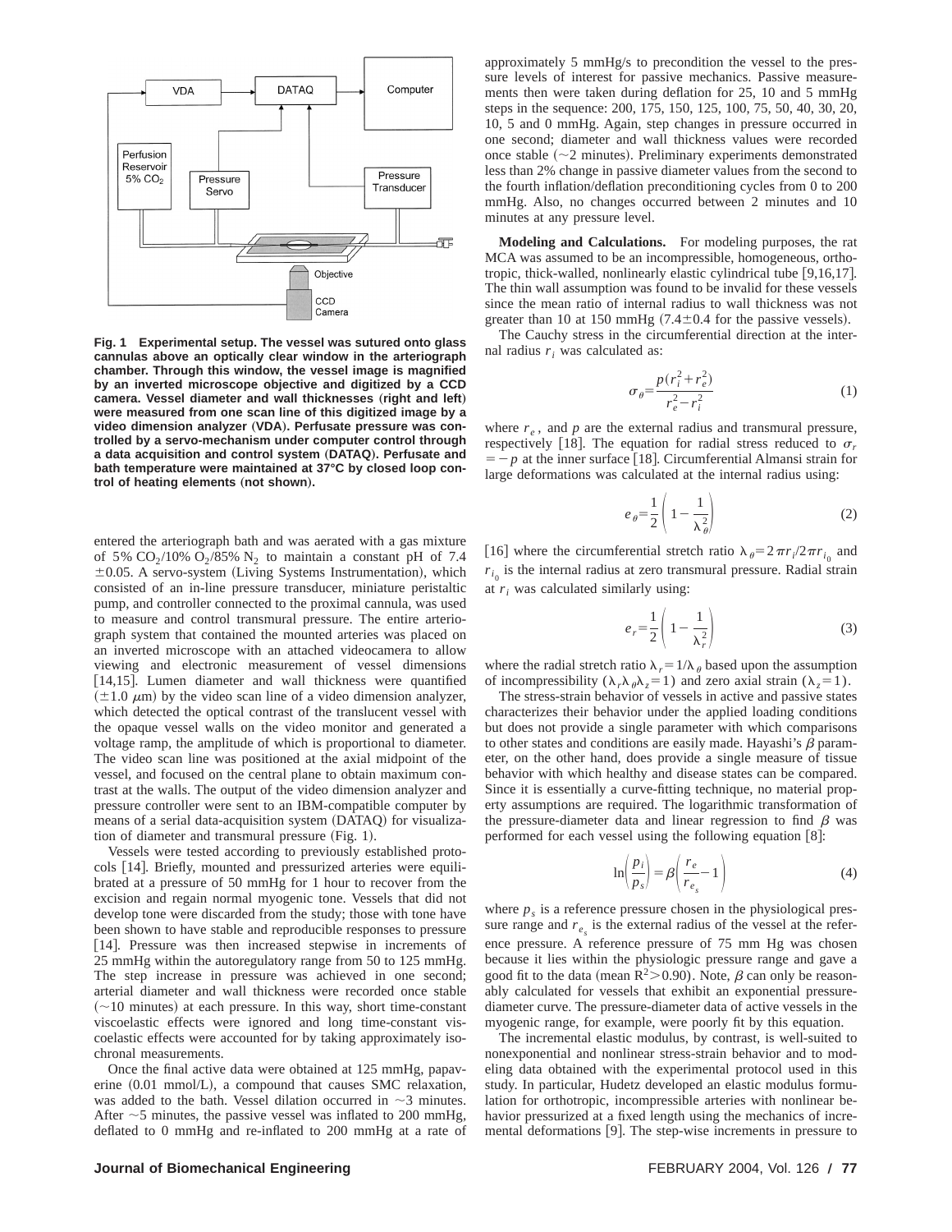Fig. 1 **Experimental setup. The vessel was sutured onto glass cannulas above an optically clear window in the arteriograph chamber. Through this window, the vessel image is magnified by an inverted microscope objective and digitized by a CCD camera. Vessel diameter and wall thicknesses (right and left) were measured from one scan line of this digitized image by a video dimension analyzer (VDA). Perfusate pressure was controlled by a servo-mechanism under computer control through a data acquisition and control system (DATAQ). Perfusate and bath temperature were maintained at 37°C by closed loop control of heating elements (not shown).**

entered the arteriograph bath and was aerated with a gas mixture of 5% $CO_2$/10% $O_2$/85% $N_2$ to maintain a constant pH of 7.4 ±0.05. A servo-system (Living Systems Instrumentation), which consisted of an in-line pressure transducer, miniature peristaltic pump, and controller connected to the proximal cannula, was used to measure and control transmural pressure. The entire arteriograph system that contained the mounted arteries was placed on an inverted microscope with an attached videocamera to allow viewing and electronic measurement of vessel dimensions [14,15]. Lumen diameter and wall thickness were quantified (±1.0 μm) by the video scan line of a video dimension analyzer, which detected the optical contrast of the translucent vessel with the opaque vessel walls on the video monitor and generated a voltage ramp, the amplitude of which is proportional to diameter. The video scan line was positioned at the axial midpoint of the vessel, and focused on the central plane to obtain maximum contrast at the walls. The output of the video dimension analyzer and pressure controller were sent to an IBM-compatible computer by means of a serial data-acquisition system (DATAQ) for visualization of diameter and transmural pressure (Fig. 1).

Vessels were tested according to previously established protocols [14]. Briefly, mounted and pressurized arteries were equilibrated at a pressure of 50 mmHg for 1 hour to recover from the excision and regain normal myogenic tone. Vessels that did not develop tone were discarded from the study; those with tone have been shown to have stable and reproducible responses to pressure [14]. Pressure was then increased stepwise in increments of 25 mmHg within the autoregulatory range from 50 to 125 mmHg. The step increase in pressure was achieved in one second; arterial diameter and wall thickness were recorded once stable (~10 minutes) at each pressure. In this way, short time-constant viscoelastic effects were ignored and long time-constant viscoelastic effects were accounted for by taking approximately isochronal measurements.

Once the final active data were obtained at 125 mmHg, papaverine (0.01 mmol/L), a compound that causes SMC relaxation, was added to the bath. Vessel dilation occurred in ~3 minutes. After ~5 minutes, the passive vessel was inflated to 200 mmHg, deflated to 0 mmHg and re-inflated to 200 mmHg at a rate of approximately 5 mmHg/s to precondition the vessel to the pressure levels of interest for passive mechanics. Passive measurements then were taken during deflation for 25, 10 and 5 mmHg steps in the sequence: 200, 175, 150, 125, 100, 75, 50, 40, 30, 20, 10, 5 and 0 mmHg. Again, step changes in pressure occurred in one second; diameter and wall thickness values were recorded once stable (~2 minutes). Preliminary experiments demonstrated less than 2% change in passive diameter values from the second to the fourth inflation/deflation preconditioning cycles from 0 to 200 mmHg. Also, no changes occurred between 2 minutes and 10 minutes at any pressure level.

**Modeling and Calculations.** For modeling purposes, the rat MCA was assumed to be an incompressible, homogeneous, orthotropic, thick-walled, nonlinearly elastic cylindrical tube [9,16,17]. The thin wall assumption was found to be invalid for these vessels since the mean ratio of internal radius to wall thickness was not greater than 10 at 150 mmHg (7.4±0.4 for the passive vessels).

The Cauchy stress in the circumferential direction at the internal radius $r_i$ was calculated as:

$$\sigma_\theta = \frac{p(r_i^2 + r_e^2)}{r_e^2 - r_i^2} \tag{1}$$

where $r_e$, and $p$ are the external radius and transmural pressure, respectively [18]. The equation for radial stress reduced to $\sigma_r = -p$ at the inner surface [18]. Circumferential Almansi strain for large deformations was calculated at the internal radius using:

$$e_\theta = \frac{1}{2}\left(1 - \frac{1}{\lambda_\theta^2}\right) \tag{2}$$

[16] where the circumferential stretch ratio $\lambda_\theta = 2\pi r_i / 2\pi r_{i_0}$ and $r_{i_0}$ is the internal radius at zero transmural pressure. Radial strain at $r_i$ was calculated similarly using:

$$e_r = \frac{1}{2}\left(1 - \frac{1}{\lambda_r^2}\right) \tag{3}$$

where the radial stretch ratio $\lambda_r = 1/\lambda_\theta$ based upon the assumption of incompressibility ($\lambda_r \lambda_\theta \lambda_z = 1$) and zero axial strain ($\lambda_z = 1$).

The stress-strain behavior of vessels in active and passive states characterizes their behavior under the applied loading conditions but does not provide a single parameter with which comparisons to other states and conditions are easily made. Hayashi's $\beta$ parameter, on the other hand, does provide a single measure of tissue behavior with which healthy and disease states can be compared. Since it is essentially a curve-fitting technique, no material property assumptions are required. The logarithmic transformation of the pressure-diameter data and linear regression to find $\beta$ was performed for each vessel using the following equation [8]:

$$\ln\left(\frac{p_i}{p_s}\right) = \beta\left(\frac{r_e}{r_{e_s}} - 1\right) \tag{4}$$

where $p_s$ is a reference pressure chosen in the physiological pressure range and $r_{e_s}$ is the external radius of the vessel at the reference pressure. A reference pressure of 75 mm Hg was chosen because it lies within the physiologic pressure range and gave a good fit to the data (mean $R^2 > 0.90$). Note, $\beta$ can only be reasonably calculated for vessels that exhibit an exponential pressure-diameter curve. The pressure-diameter data of active vessels in the myogenic range, for example, were poorly fit by this equation.

The incremental elastic modulus, by contrast, is well-suited to nonexponential and nonlinear stress-strain behavior and to modeling data obtained with the experimental protocol used in this study. In particular, Hudetz developed an elastic modulus formulation for orthotropic, incompressible arteries with nonlinear behavior pressurized at a fixed length using the mechanics of incremental deformations [9]. The step-wise increments in pressure to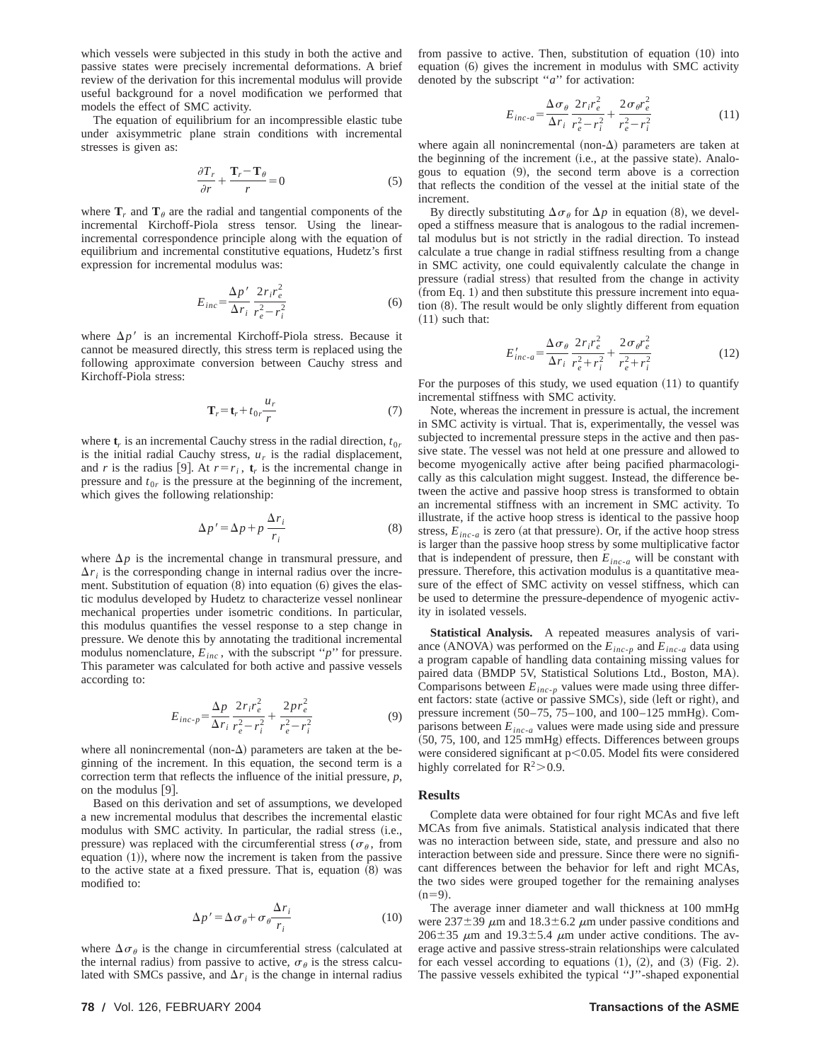which vessels were subjected in this study in both the active and passive states were precisely incremental deformations. A brief review of the derivation for this incremental modulus will provide useful background for a novel modification we performed that models the effect of SMC activity.

The equation of equilibrium for an incompressible elastic tube under axisymmetric plane strain conditions with incremental stresses is given as:

$$\frac{\partial T_r}{\partial r}+\frac{\mathbf{T}_r-\mathbf{T}_\theta}{r}=0 \tag{5}$$

where $\mathbf{T}_r$ and $\mathbf{T}_\theta$ are the radial and tangential components of the incremental Kirchoff-Piola stress tensor. Using the linear-incremental correspondence principle along with the equation of equilibrium and incremental constitutive equations, Hudetz's first expression for incremental modulus was:

$$E_{inc}=\frac{\Delta p'}{\Delta r_i}\frac{2r_i r_e^2}{r_e^2-r_i^2} \tag{6}$$

where $\Delta p'$ is an incremental Kirchoff-Piola stress. Because it cannot be measured directly, this stress term is replaced using the following approximate conversion between Cauchy stress and Kirchoff-Piola stress:

$$\mathbf{T}_r=\mathbf{t}_r+t_{0r}\frac{u_r}{r} \tag{7}$$

where $\mathbf{t}_r$ is an incremental Cauchy stress in the radial direction, $t_{0r}$ is the initial radial Cauchy stress, $u_r$ is the radial displacement, and $r$ is the radius [9]. At $r=r_i$, $\mathbf{t}_r$ is the incremental change in pressure and $t_{0r}$ is the pressure at the beginning of the increment, which gives the following relationship:

$$\Delta p'=\Delta p+p\frac{\Delta r_i}{r_i} \tag{8}$$

where $\Delta p$ is the incremental change in transmural pressure, and $\Delta r_i$ is the corresponding change in internal radius over the increment. Substitution of equation (8) into equation (6) gives the elastic modulus developed by Hudetz to characterize vessel nonlinear mechanical properties under isometric conditions. In particular, this modulus quantifies the vessel response to a step change in pressure. We denote this by annotating the traditional incremental modulus nomenclature, $E_{inc}$, with the subscript "$p$" for pressure. This parameter was calculated for both active and passive vessels according to:

$$E_{inc\text{-}p}=\frac{\Delta p}{\Delta r_i}\frac{2r_i r_e^2}{r_e^2-r_i^2}+\frac{2pr_e^2}{r_e^2-r_i^2} \tag{9}$$

where all nonincremental (non-$\Delta$) parameters are taken at the beginning of the increment. In this equation, the second term is a correction term that reflects the influence of the initial pressure, $p$, on the modulus [9].

Based on this derivation and set of assumptions, we developed a new incremental modulus that describes the incremental elastic modulus with SMC activity. In particular, the radial stress (i.e., pressure) was replaced with the circumferential stress ($\sigma_\theta$, from equation (1)), where now the increment is taken from the passive to the active state at a fixed pressure. That is, equation (8) was modified to:

$$\Delta p'=\Delta\sigma_\theta+\sigma_\theta\frac{\Delta r_i}{r_i} \tag{10}$$

where $\Delta\sigma_\theta$ is the change in circumferential stress (calculated at the internal radius) from passive to active, $\sigma_\theta$ is the stress calculated with SMCs passive, and $\Delta r_i$ is the change in internal radius from passive to active. Then, substitution of equation (10) into equation (6) gives the increment in modulus with SMC activity denoted by the subscript "$a$" for activation:

$$E_{inc\text{-}a}=\frac{\Delta\sigma_\theta}{\Delta r_i}\frac{2r_i r_e^2}{r_e^2-r_i^2}+\frac{2\sigma_\theta r_e^2}{r_e^2-r_i^2} \tag{11}$$

where again all nonincremental (non-$\Delta$) parameters are taken at the beginning of the increment (i.e., at the passive state). Analogous to equation (9), the second term above is a correction that reflects the condition of the vessel at the initial state of the increment.

By directly substituting $\Delta\sigma_\theta$ for $\Delta p$ in equation (8), we developed a stiffness measure that is analogous to the radial incremental modulus but is not strictly in the radial direction. To instead calculate a true change in radial stiffness resulting from a change in SMC activity, one could equivalently calculate the change in pressure (radial stress) that resulted from the change in activity (from Eq. 1) and then substitute this pressure increment into equation (8). The result would be only slightly different from equation (11) such that:

$$E'_{inc\text{-}a}=\frac{\Delta\sigma_\theta}{\Delta r_i}\frac{2r_i r_e^2}{r_e^2+r_i^2}+\frac{2\sigma_\theta r_e^2}{r_e^2+r_i^2} \tag{12}$$

For the purposes of this study, we used equation (11) to quantify incremental stiffness with SMC activity.

Note, whereas the increment in pressure is actual, the increment in SMC activity is virtual. That is, experimentally, the vessel was subjected to incremental pressure steps in the active and then passive state. The vessel was not held at one pressure and allowed to become myogenically active after being pacified pharmacologically as this calculation might suggest. Instead, the difference between the active and passive hoop stress is transformed to obtain an incremental stiffness with an increment in SMC activity. To illustrate, if the active hoop stress is identical to the passive hoop stress, $E_{inc\text{-}a}$ is zero (at that pressure). Or, if the active hoop stress is larger than the passive hoop stress by some multiplicative factor that is independent of pressure, then $E_{inc\text{-}a}$ will be constant with pressure. Therefore, this activation modulus is a quantitative measure of the effect of SMC activity on vessel stiffness, which can be used to determine the pressure-dependence of myogenic activity in isolated vessels.

**Statistical Analysis.** A repeated measures analysis of variance (ANOVA) was performed on the $E_{inc\text{-}p}$ and $E_{inc\text{-}a}$ data using a program capable of handling data containing missing values for paired data (BMDP 5V, Statistical Solutions Ltd., Boston, MA). Comparisons between $E_{inc\text{-}p}$ values were made using three different factors: state (active or passive SMCs), side (left or right), and pressure increment (50–75, 75–100, and 100–125 mmHg). Comparisons between $E_{inc\text{-}a}$ values were made using side and pressure (50, 75, 100, and 125 mmHg) effects. Differences between groups were considered significant at $p<0.05$. Model fits were considered highly correlated for $R^2>0.9$.

## Results

Complete data were obtained for four right MCAs and five left MCAs from five animals. Statistical analysis indicated that there was no interaction between side, state, and pressure and also no interaction between side and pressure. Since there were no significant differences between the behavior for left and right MCAs, the two sides were grouped together for the remaining analyses ($n=9$).

The average inner diameter and wall thickness at 100 mmHg were $237\pm39$ $\mu$m and $18.3\pm6.2$ $\mu$m under passive conditions and $206\pm35$ $\mu$m and $19.3\pm5.4$ $\mu$m under active conditions. The average active and passive stress-strain relationships were calculated for each vessel according to equations (1), (2), and (3) (Fig. 2). The passive vessels exhibited the typical "J"-shaped exponential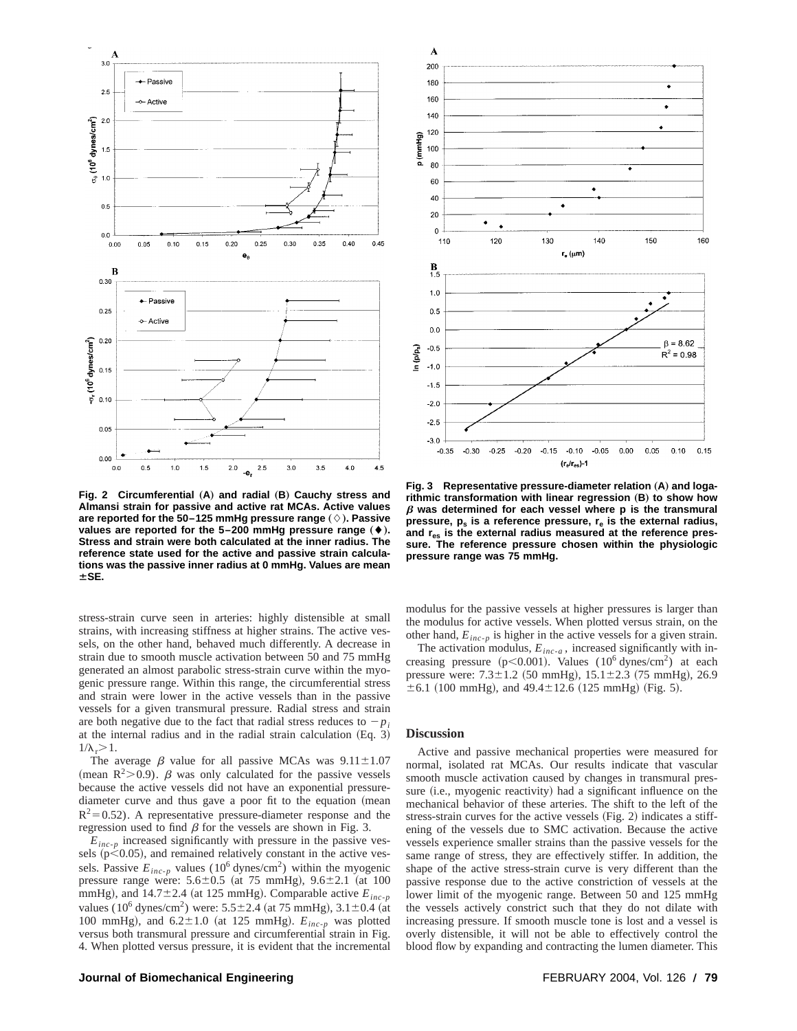**Fig. 2 Circumferential (A) and radial (B) Cauchy stress and Almansi strain for passive and active rat MCAs. Active values are reported for the 50–125 mmHg pressure range (◇). Passive values are reported for the 5–200 mmHg pressure range (◆). Stress and strain were both calculated at the inner radius. The reference state used for the active and passive strain calculations was the passive inner radius at 0 mmHg. Values are mean ±SE.**

**Fig. 3 Representative pressure-diameter relation (A) and logarithmic transformation with linear regression (B) to show how $\beta$ was determined for each vessel where p is the transmural pressure, $p_s$ is a reference pressure, $r_e$ is the external radius, and $r_{es}$ is the external radius measured at the reference pressure. The reference pressure chosen within the physiologic pressure range was 75 mmHg.**

stress-strain curve seen in arteries: highly distensible at small strains, with increasing stiffness at higher strains. The active vessels, on the other hand, behaved much differently. A decrease in strain due to smooth muscle activation between 50 and 75 mmHg generated an almost parabolic stress-strain curve within the myogenic pressure range. Within this range, the circumferential stress and strain were lower in the active vessels than in the passive vessels for a given transmural pressure. Radial stress and strain are both negative due to the fact that radial stress reduces to $-p_i$ at the internal radius and in the radial strain calculation (Eq. 3) $1/\lambda_r > 1$.

The average $\beta$ value for all passive MCAs was $9.11 \pm 1.07$ (mean $R^2 > 0.9$). $\beta$ was only calculated for the passive vessels because the active vessels did not have an exponential pressure-diameter curve and thus gave a poor fit to the equation (mean $R^2 = 0.52$). A representative pressure-diameter response and the regression used to find $\beta$ for the vessels are shown in Fig. 3.

$E_{inc\text{-}p}$ increased significantly with pressure in the passive vessels ($p < 0.05$), and remained relatively constant in the active vessels. Passive $E_{inc\text{-}p}$ values ($10^6$ dynes/cm$^2$) within the myogenic pressure range were: $5.6 \pm 0.5$ (at 75 mmHg), $9.6 \pm 2.1$ (at 100 mmHg), and $14.7 \pm 2.4$ (at 125 mmHg). Comparable active $E_{inc\text{-}p}$ values ($10^6$ dynes/cm$^2$) were: $5.5 \pm 2.4$ (at 75 mmHg), $3.1 \pm 0.4$ (at 100 mmHg), and $6.2 \pm 1.0$ (at 125 mmHg). $E_{inc\text{-}p}$ was plotted versus both transmural pressure and circumferential strain in Fig. 4. When plotted versus pressure, it is evident that the incremental modulus for the passive vessels at higher pressures is larger than the modulus for active vessels. When plotted versus strain, on the other hand, $E_{inc\text{-}p}$ is higher in the active vessels for a given strain.

The activation modulus, $E_{inc\text{-}a}$, increased significantly with increasing pressure ($p < 0.001$). Values ($10^6$ dynes/cm$^2$) at each pressure were: $7.3 \pm 1.2$ (50 mmHg), $15.1 \pm 2.3$ (75 mmHg), $26.9 \pm 6.1$ (100 mmHg), and $49.4 \pm 12.6$ (125 mmHg) (Fig. 5).

## Discussion

Active and passive mechanical properties were measured for normal, isolated rat MCAs. Our results indicate that vascular smooth muscle activation caused by changes in transmural pressure (i.e., myogenic reactivity) had a significant influence on the mechanical behavior of these arteries. The shift to the left of the stress-strain curves for the active vessels (Fig. 2) indicates a stiffening of the vessels due to SMC activation. Because the active vessels experience smaller strains than the passive vessels for the same range of stress, they are effectively stiffer. In addition, the shape of the active stress-strain curve is very different than the passive response due to the active constriction of vessels at the lower limit of the myogenic range. Between 50 and 125 mmHg the vessels actively constrict such that they do not dilate with increasing pressure. If smooth muscle tone is lost and a vessel is overly distensible, it will not be able to effectively control the blood flow by expanding and contracting the lumen diameter. This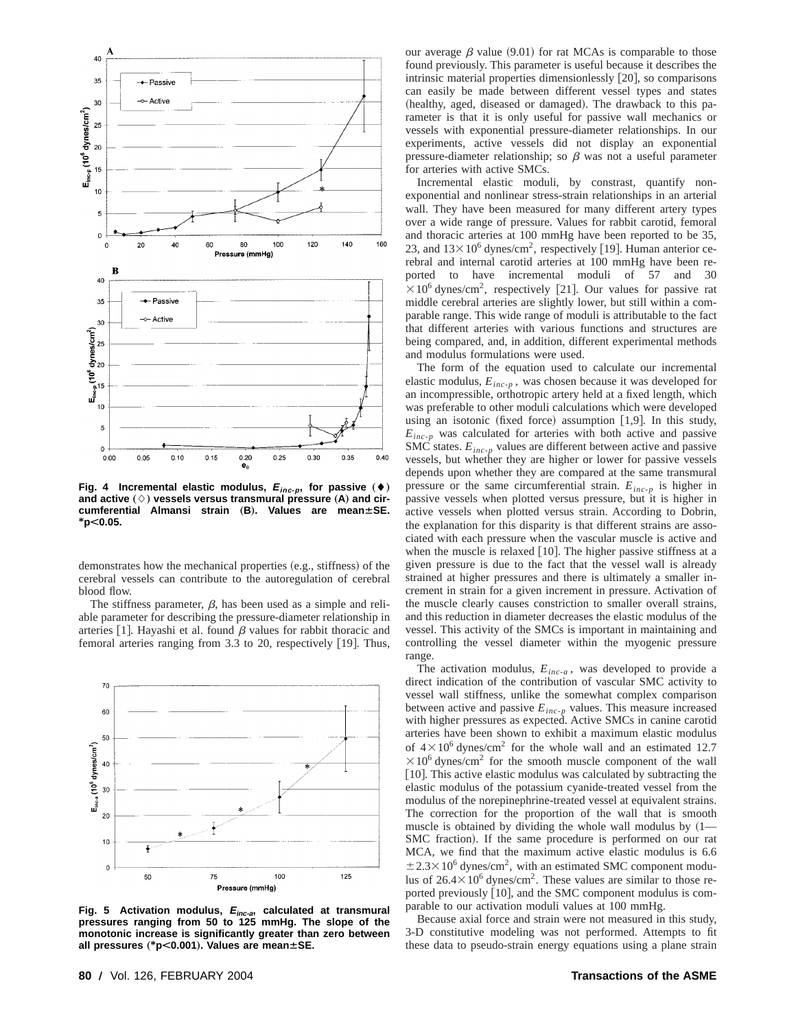Fig. 4 Incremental elastic modulus, $E_{inc-p}$, for passive (♦) and active (◇) vessels versus transmural pressure (A) and circumferential Almansi strain (B). Values are mean±SE. *p<0.05.

demonstrates how the mechanical properties (e.g., stiffness) of the cerebral vessels can contribute to the autoregulation of cerebral blood flow.

The stiffness parameter, $\beta$, has been used as a simple and reliable parameter for describing the pressure-diameter relationship in arteries [1]. Hayashi et al. found $\beta$ values for rabbit thoracic and femoral arteries ranging from 3.3 to 20, respectively [19]. Thus,

Fig. 5 Activation modulus, $E_{inc-a}$, calculated at transmural pressures ranging from 50 to 125 mmHg. The slope of the monotonic increase is significantly greater than zero between all pressures (*p<0.001). Values are mean±SE.

our average $\beta$ value (9.01) for rat MCAs is comparable to those found previously. This parameter is useful because it describes the intrinsic material properties dimensionlessly [20], so comparisons can easily be made between different vessel types and states (healthy, aged, diseased or damaged). The drawback to this parameter is that it is only useful for passive wall mechanics or vessels with exponential pressure-diameter relationships. In our experiments, active vessels did not display an exponential pressure-diameter relationship; so $\beta$ was not a useful parameter for arteries with active SMCs.

Incremental elastic moduli, by constrast, quantify non-exponential and nonlinear stress-strain relationships in an arterial wall. They have been measured for many different artery types over a wide range of pressure. Values for rabbit carotid, femoral and thoracic arteries at 100 mmHg have been reported to be 35, 23, and $13\times10^6$ dynes/cm$^2$, respectively [19]. Human anterior cerebral and internal carotid arteries at 100 mmHg have been reported to have incremental moduli of 57 and 30 $\times10^6$ dynes/cm$^2$, respectively [21]. Our values for passive rat middle cerebral arteries are slightly lower, but still within a comparable range. This wide range of moduli is attributable to the fact that different arteries with various functions and structures are being compared, and, in addition, different experimental methods and modulus formulations were used.

The form of the equation used to calculate our incremental elastic modulus, $E_{inc-p}$, was chosen because it was developed for an incompressible, orthotropic artery held at a fixed length, which was preferable to other moduli calculations which were developed using an isotonic (fixed force) assumption [1,9]. In this study, $E_{inc-p}$ was calculated for arteries with both active and passive SMC states. $E_{inc-p}$ values are different between active and passive vessels, but whether they are higher or lower for passive vessels depends upon whether they are compared at the same transmural pressure or the same circumferential strain. $E_{inc-p}$ is higher in passive vessels when plotted versus pressure, but it is higher in active vessels when plotted versus strain. According to Dobrin, the explanation for this disparity is that different strains are associated with each pressure when the vascular muscle is active and when the muscle is relaxed [10]. The higher passive stiffness at a given pressure is due to the fact that the vessel wall is already strained at higher pressures and there is ultimately a smaller increment in strain for a given increment in pressure. Activation of the muscle clearly causes constriction to smaller overall strains, and this reduction in diameter decreases the elastic modulus of the vessel. This activity of the SMCs is important in maintaining and controlling the vessel diameter within the myogenic pressure range.

The activation modulus, $E_{inc-a}$, was developed to provide a direct indication of the contribution of vascular SMC activity to vessel wall stiffness, unlike the somewhat complex comparison between active and passive $E_{inc-p}$ values. This measure increased with higher pressures as expected. Active SMCs in canine carotid arteries have been shown to exhibit a maximum elastic modulus of $4\times10^6$ dynes/cm$^2$ for the whole wall and an estimated 12.7 $\times10^6$ dynes/cm$^2$ for the smooth muscle component of the wall [10]. This active elastic modulus was calculated by subtracting the elastic modulus of the potassium cyanide-treated vessel from the modulus of the norepinephrine-treated vessel at equivalent strains. The correction for the proportion of the wall that is smooth muscle is obtained by dividing the whole wall modulus by (1—SMC fraction). If the same procedure is performed on our rat MCA, we find that the maximum active elastic modulus is 6.6 $\pm2.3\times10^6$ dynes/cm$^2$, with an estimated SMC component modulus of $26.4\times10^6$ dynes/cm$^2$. These values are similar to those reported previously [10], and the SMC component modulus is comparable to our activation moduli values at 100 mmHg.

Because axial force and strain were not measured in this study, 3-D constitutive modeling was not performed. Attempts to fit these data to pseudo-strain energy equations using a plane strain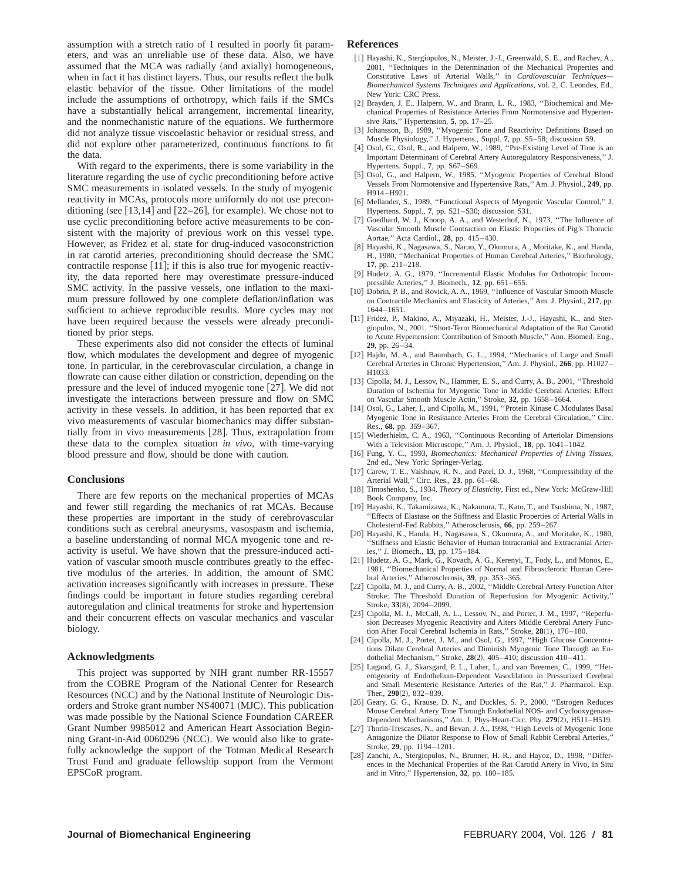assumption with a stretch ratio of 1 resulted in poorly fit parameters, and was an unreliable use of these data. Also, we have assumed that the MCA was radially (and axially) homogeneous, when in fact it has distinct layers. Thus, our results reflect the bulk elastic behavior of the tissue. Other limitations of the model include the assumptions of orthotropy, which fails if the SMCs have a substantially helical arrangement, incremental linearity, and the nonmechanistic nature of the equations. We furthermore did not analyze tissue viscoelastic behavior or residual stress, and did not explore other parameterized, continuous functions to fit the data.

With regard to the experiments, there is some variability in the literature regarding the use of cyclic preconditioning before active SMC measurements in isolated vessels. In the study of myogenic reactivity in MCAs, protocols more uniformly do not use preconditioning (see [13,14] and [22–26], for example). We chose not to use cyclic preconditioning before active measurements to be consistent with the majority of previous work on this vessel type. However, as Fridez et al. state for drug-induced vasoconstriction in rat carotid arteries, preconditioning should decrease the SMC contractile response [11]; if this is also true for myogenic reactivity, the data reported here may overestimate pressure-induced SMC activity. In the passive vessels, one inflation to the maximum pressure followed by one complete deflation/inflation was sufficient to achieve reproducible results. More cycles may not have been required because the vessels were already preconditioned by prior steps.

These experiments also did not consider the effects of luminal flow, which modulates the development and degree of myogenic tone. In particular, in the cerebrovascular circulation, a change in flowrate can cause either dilation or constriction, depending on the pressure and the level of induced myogenic tone [27]. We did not investigate the interactions between pressure and flow on SMC activity in these vessels. In addition, it has been reported that ex vivo measurements of vascular biomechanics may differ substantially from in vivo measurements [28]. Thus, extrapolation from these data to the complex situation *in vivo*, with time-varying blood pressure and flow, should be done with caution.

## Conclusions

There are few reports on the mechanical properties of MCAs and fewer still regarding the mechanics of rat MCAs. Because these properties are important in the study of cerebrovascular conditions such as cerebral aneurysms, vasospasm and ischemia, a baseline understanding of normal MCA myogenic tone and reactivity is useful. We have shown that the pressure-induced activation of vascular smooth muscle contributes greatly to the effective modulus of the arteries. In addition, the amount of SMC activation increases significantly with increases in pressure. These findings could be important in future studies regarding cerebral autoregulation and clinical treatments for stroke and hypertension and their concurrent effects on vascular mechanics and vascular biology.

## Acknowledgments

This project was supported by NIH grant number RR-15557 from the COBRE Program of the National Center for Research Resources (NCC) and by the National Institute of Neurologic Disorders and Stroke grant number NS40071 (MJC). This publication was made possible by the National Science Foundation CAREER Grant Number 9985012 and American Heart Association Beginning Grant-in-Aid 0060296 (NCC). We would also like to gratefully acknowledge the support of the Totman Medical Research Trust Fund and graduate fellowship support from the Vermont EPSCoR program.

## References

[1] Hayashi, K., Stergiopulos, N., Meister, J.-J., Greenwald, S. E., and Rachev, A., 2001, ''Techniques in the Determination of the Mechanical Properties and Constitutive Laws of Arterial Walls,'' in *Cardiovascular Techniques—Biomechanical Systems Techniques and Applications*, vol. 2, C. Leondes, Ed., New York: CRC Press.

[2] Brayden, J. E., Halpern, W., and Brann, L. R., 1983, ''Biochemical and Mechanical Properties of Resistance Arteries From Normotensive and Hypertensive Rats,'' Hypertension, **5**, pp. 17–25.

[3] Johansson, B., 1989, ''Myogenic Tone and Reactivity: Definitions Based on Muscle Physiology,'' J. Hypertens., Suppl. **7**, pp. S5–58; discussion S9.

[4] Osol, G., Osol, R., and Halpern, W., 1989, ''Pre-Existing Level of Tone is an Important Determinant of Cerebral Artery Autoregulatory Responsiveness,'' J. Hypertens. Suppl., **7**, pp. S67–S69.

[5] Osol, G., and Halpern, W., 1985, ''Myogenic Properties of Cerebral Blood Vessels From Normotensive and Hypertensive Rats,'' Am. J. Physiol., **249**, pp. H914–H921.

[6] Mellander, S., 1989, ''Functional Aspects of Myogenic Vascular Control,'' J. Hypertens. Suppl., **7**, pp. S21–S30; discussion S31.

[7] Goedhard, W. J., Knoop, A. A., and Westerhof, N., 1973, ''The Influence of Vascular Smooth Muscle Contraction on Elastic Properties of Pig's Thoracic Aortae,'' Acta Cardiol., **28**, pp. 415–430.

[8] Hayashi, K., Nagasawa, S., Naruo, Y., Okumura, A., Moritake, K., and Handa, H., 1980, ''Mechanical Properties of Human Cerebral Arteries,'' Biorheology, **17**, pp. 211–218.

[9] Hudetz, A. G., 1979, ''Incremental Elastic Modulus for Orthotropic Incompressible Arteries,'' J. Biomech., **12**, pp. 651–655.

[10] Dobrin, P. B., and Rovick, A. A., 1969, ''Influence of Vascular Smooth Muscle on Contractile Mechanics and Elasticity of Arteries,'' Am. J. Physiol., **217**, pp. 1644–1651.

[11] Fridez, P., Makino, A., Miyazaki, H., Meister, J.-J., Hayashi, K., and Stergiopulos, N., 2001, ''Short-Term Biomechanical Adaptation of the Rat Carotid to Acute Hypertension: Contribution of Smooth Muscle,'' Ann. Biomed. Eng., **29**, pp. 26–34.

[12] Hajdu, M. A., and Baumbach, G. L., 1994, ''Mechanics of Large and Small Cerebral Arteries in Chronic Hypertension,'' Am. J. Physiol., **266**, pp. H1027–H1033.

[13] Cipolla, M. J., Lessov, N., Hammer, E. S., and Curry, A. B., 2001, ''Threshold Duration of Ischemia for Myogenic Tone in Middle Cerebral Arteries: Effect on Vascular Smooth Muscle Actin,'' Stroke, **32**, pp. 1658–1664.

[14] Osol, G., Laher, I., and Cipolla, M., 1991, ''Protein Kinase C Modulates Basal Myogenic Tone in Resistance Arteries From the Cerebral Circulation,'' Circ. Res., **68**, pp. 359–367.

[15] Wiederhielm, C. A., 1963, ''Continuous Recording of Arteriolar Dimensions With a Television Microscope,'' Am. J. Physiol., **18**, pp. 1041–1042.

[16] Fung, Y. C., 1993, *Biomechanics: Mechanical Properties of Living Tissues*, 2nd ed., New York: Springer-Verlag.

[17] Carew, T. E., Vaishnav, R. N., and Patel, D. J., 1968, ''Compressibility of the Arterial Wall,'' Circ. Res., **23**, pp. 61–68.

[18] Timoshenko, S., 1934, *Theory of Elasticity*, First ed., New York: McGraw-Hill Book Company, Inc.

[19] Hayashi, K., Takamizawa, K., Nakamura, T., Kato, T., and Tsushima, N., 1987, ''Effects of Elastase on the Stiffness and Elastic Properties of Arterial Walls in Cholesterol-Fed Rabbits,'' Atherosclerosis, **66**, pp. 259–267.

[20] Hayashi, K., Handa, H., Nagasawa, S., Okumura, A., and Moritake, K., 1980, ''Stiffness and Elastic Behavior of Human Intracranial and Extracranial Arteries,'' J. Biomech., **13**, pp. 175–184.

[21] Hudetz, A. G., Mark, G., Kovach, A. G., Kerenyi, T., Fody, L., and Monos, E., 1981, ''Biomechanical Properties of Normal and Fibrosclerotic Human Cerebral Arteries,'' Atherosclerosis, **39**, pp. 353–365.

[22] Cipolla, M. J., and Curry, A. B., 2002, ''Middle Cerebral Artery Function After Stroke: The Threshold Duration of Reperfusion for Myogenic Activity,'' Stroke, **33**(8), 2094–2099.

[23] Cipolla, M. J., McCall, A. L., Lessov, N., and Porter, J. M., 1997, ''Reperfusion Decreases Myogenic Reactivity and Alters Middle Cerebral Artery Function After Focal Cerebral Ischemia in Rats,'' Stroke, **28**(1), 176–180.

[24] Cipolla, M. J., Porter, J. M., and Osol, G., 1997, ''High Glucose Concentrations Dilate Cerebral Arteries and Diminish Myogenic Tone Through an Endothelial Mechanism,'' Stroke, **28**(2), 405–410; discussion 410–411.

[25] Lagaud, G. J., Skarsgard, P. L., Laher, I., and van Breemen, C., 1999, ''Heterogeneity of Endothelium-Dependent Vasodilation in Pressurized Cerebral and Small Mesenteric Resistance Arteries of the Rat,'' J. Pharmacol. Exp. Ther., **290**(2), 832–839.

[26] Geary, G. G., Krause, D. N., and Duckles, S. P., 2000, ''Estrogen Reduces Mouse Cerebral Artery Tone Through Endothelial NOS- and Cyclooxygenase-Dependent Mechanisms,'' Am. J. Phys-Heart-Circ. Phy. **279**(2), H511–H519.

[27] Thorin-Trescases, N., and Bevan, J. A., 1998, ''High Levels of Myogenic Tone Antagonize the Dilator Response to Flow of Small Rabbit Cerebral Arteries,'' Stroke, **29**, pp. 1194–1201.

[28] Zanchi, A., Stergiopulos, N., Brunner, H. R., and Hayoz, D., 1998, ''Differences in the Mechanical Properties of the Rat Carotid Artery in Vivo, in Situ and in Vitro,'' Hypertension, **32**, pp. 180–185.